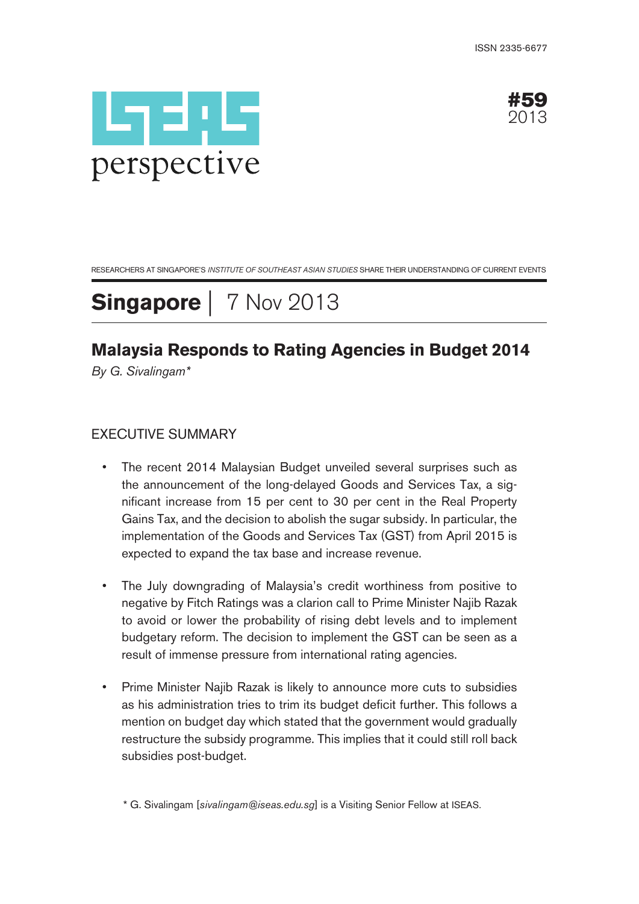ISSN 2335-6677

# ISEAS perspective

**#59**
2013

RESEARCHERS AT SINGAPORE'S *INSTITUTE OF SOUTHEAST ASIAN STUDIES* SHARE THEIR UNDERSTANDING OF CURRENT EVENTS

## **Singapore** | 7 Nov 2013

## Malaysia Responds to Rating Agencies in Budget 2014

*By G. Sivalingam**

### EXECUTIVE SUMMARY

- The recent 2014 Malaysian Budget unveiled several surprises such as the announcement of the long-delayed Goods and Services Tax, a significant increase from 15 per cent to 30 per cent in the Real Property Gains Tax, and the decision to abolish the sugar subsidy. In particular, the implementation of the Goods and Services Tax (GST) from April 2015 is expected to expand the tax base and increase revenue.

- The July downgrading of Malaysia's credit worthiness from positive to negative by Fitch Ratings was a clarion call to Prime Minister Najib Razak to avoid or lower the probability of rising debt levels and to implement budgetary reform. The decision to implement the GST can be seen as a result of immense pressure from international rating agencies.

- Prime Minister Najib Razak is likely to announce more cuts to subsidies as his administration tries to trim its budget deficit further. This follows a mention on budget day which stated that the government would gradually restructure the subsidy programme. This implies that it could still roll back subsidies post-budget.

\* G. Sivalingam [*sivalingam@iseas.edu.sg*] is a Visiting Senior Fellow at ISEAS.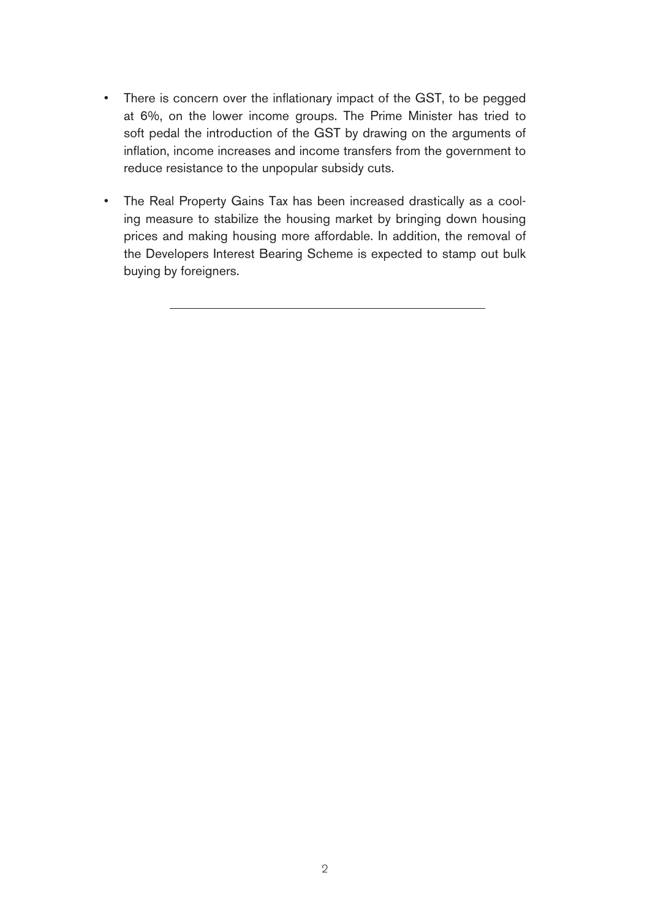- There is concern over the inflationary impact of the GST, to be pegged at 6%, on the lower income groups. The Prime Minister has tried to soft pedal the introduction of the GST by drawing on the arguments of inflation, income increases and income transfers from the government to reduce resistance to the unpopular subsidy cuts.

- The Real Property Gains Tax has been increased drastically as a cooling measure to stabilize the housing market by bringing down housing prices and making housing more affordable. In addition, the removal of the Developers Interest Bearing Scheme is expected to stamp out bulk buying by foreigners.

---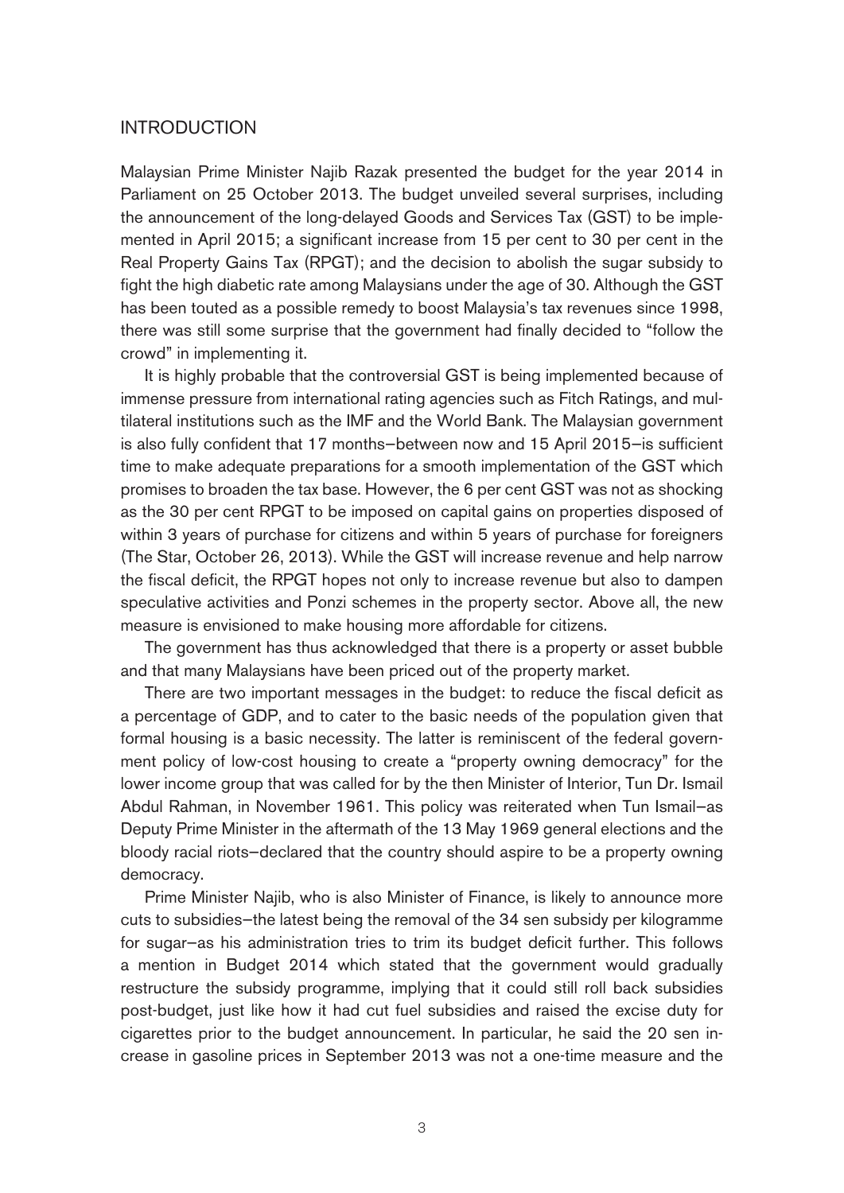## INTRODUCTION

Malaysian Prime Minister Najib Razak presented the budget for the year 2014 in Parliament on 25 October 2013. The budget unveiled several surprises, including the announcement of the long-delayed Goods and Services Tax (GST) to be implemented in April 2015; a significant increase from 15 per cent to 30 per cent in the Real Property Gains Tax (RPGT); and the decision to abolish the sugar subsidy to fight the high diabetic rate among Malaysians under the age of 30. Although the GST has been touted as a possible remedy to boost Malaysia's tax revenues since 1998, there was still some surprise that the government had finally decided to "follow the crowd" in implementing it.

It is highly probable that the controversial GST is being implemented because of immense pressure from international rating agencies such as Fitch Ratings, and multilateral institutions such as the IMF and the World Bank. The Malaysian government is also fully confident that 17 months—between now and 15 April 2015—is sufficient time to make adequate preparations for a smooth implementation of the GST which promises to broaden the tax base. However, the 6 per cent GST was not as shocking as the 30 per cent RPGT to be imposed on capital gains on properties disposed of within 3 years of purchase for citizens and within 5 years of purchase for foreigners (The Star, October 26, 2013). While the GST will increase revenue and help narrow the fiscal deficit, the RPGT hopes not only to increase revenue but also to dampen speculative activities and Ponzi schemes in the property sector. Above all, the new measure is envisioned to make housing more affordable for citizens.

The government has thus acknowledged that there is a property or asset bubble and that many Malaysians have been priced out of the property market.

There are two important messages in the budget: to reduce the fiscal deficit as a percentage of GDP, and to cater to the basic needs of the population given that formal housing is a basic necessity. The latter is reminiscent of the federal government policy of low-cost housing to create a "property owning democracy" for the lower income group that was called for by the then Minister of Interior, Tun Dr. Ismail Abdul Rahman, in November 1961. This policy was reiterated when Tun Ismail—as Deputy Prime Minister in the aftermath of the 13 May 1969 general elections and the bloody racial riots—declared that the country should aspire to be a property owning democracy.

Prime Minister Najib, who is also Minister of Finance, is likely to announce more cuts to subsidies—the latest being the removal of the 34 sen subsidy per kilogramme for sugar—as his administration tries to trim its budget deficit further. This follows a mention in Budget 2014 which stated that the government would gradually restructure the subsidy programme, implying that it could still roll back subsidies post-budget, just like how it had cut fuel subsidies and raised the excise duty for cigarettes prior to the budget announcement. In particular, he said the 20 sen increase in gasoline prices in September 2013 was not a one-time measure and the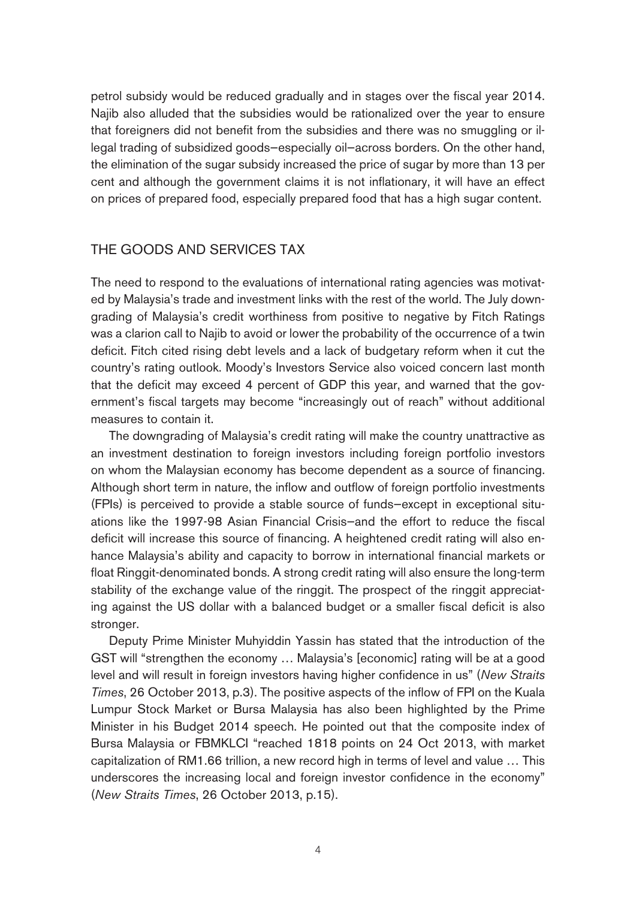petrol subsidy would be reduced gradually and in stages over the fiscal year 2014. Najib also alluded that the subsidies would be rationalized over the year to ensure that foreigners did not benefit from the subsidies and there was no smuggling or illegal trading of subsidized goods—especially oil—across borders. On the other hand, the elimination of the sugar subsidy increased the price of sugar by more than 13 per cent and although the government claims it is not inflationary, it will have an effect on prices of prepared food, especially prepared food that has a high sugar content.

## THE GOODS AND SERVICES TAX

The need to respond to the evaluations of international rating agencies was motivated by Malaysia's trade and investment links with the rest of the world. The July downgrading of Malaysia's credit worthiness from positive to negative by Fitch Ratings was a clarion call to Najib to avoid or lower the probability of the occurrence of a twin deficit. Fitch cited rising debt levels and a lack of budgetary reform when it cut the country's rating outlook. Moody's Investors Service also voiced concern last month that the deficit may exceed 4 percent of GDP this year, and warned that the government's fiscal targets may become "increasingly out of reach" without additional measures to contain it.

The downgrading of Malaysia's credit rating will make the country unattractive as an investment destination to foreign investors including foreign portfolio investors on whom the Malaysian economy has become dependent as a source of financing. Although short term in nature, the inflow and outflow of foreign portfolio investments (FPIs) is perceived to provide a stable source of funds—except in exceptional situations like the 1997-98 Asian Financial Crisis—and the effort to reduce the fiscal deficit will increase this source of financing. A heightened credit rating will also enhance Malaysia's ability and capacity to borrow in international financial markets or float Ringgit-denominated bonds. A strong credit rating will also ensure the long-term stability of the exchange value of the ringgit. The prospect of the ringgit appreciating against the US dollar with a balanced budget or a smaller fiscal deficit is also stronger.

Deputy Prime Minister Muhyiddin Yassin has stated that the introduction of the GST will "strengthen the economy … Malaysia's [economic] rating will be at a good level and will result in foreign investors having higher confidence in us" (*New Straits Times*, 26 October 2013, p.3). The positive aspects of the inflow of FPI on the Kuala Lumpur Stock Market or Bursa Malaysia has also been highlighted by the Prime Minister in his Budget 2014 speech. He pointed out that the composite index of Bursa Malaysia or FBMKLCI "reached 1818 points on 24 Oct 2013, with market capitalization of RM1.66 trillion, a new record high in terms of level and value … This underscores the increasing local and foreign investor confidence in the economy" (*New Straits Times*, 26 October 2013, p.15).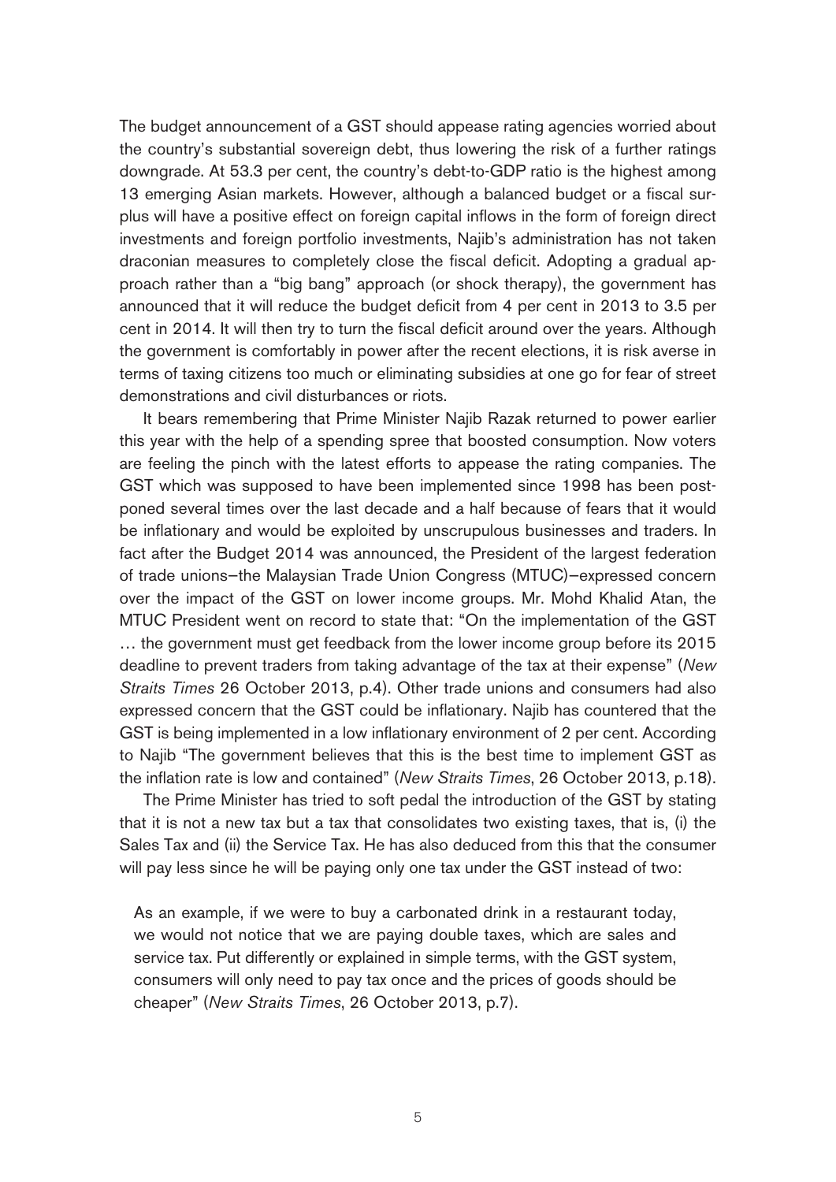The budget announcement of a GST should appease rating agencies worried about the country's substantial sovereign debt, thus lowering the risk of a further ratings downgrade. At 53.3 per cent, the country's debt-to-GDP ratio is the highest among 13 emerging Asian markets. However, although a balanced budget or a fiscal surplus will have a positive effect on foreign capital inflows in the form of foreign direct investments and foreign portfolio investments, Najib's administration has not taken draconian measures to completely close the fiscal deficit. Adopting a gradual approach rather than a "big bang" approach (or shock therapy), the government has announced that it will reduce the budget deficit from 4 per cent in 2013 to 3.5 per cent in 2014. It will then try to turn the fiscal deficit around over the years. Although the government is comfortably in power after the recent elections, it is risk averse in terms of taxing citizens too much or eliminating subsidies at one go for fear of street demonstrations and civil disturbances or riots.

It bears remembering that Prime Minister Najib Razak returned to power earlier this year with the help of a spending spree that boosted consumption. Now voters are feeling the pinch with the latest efforts to appease the rating companies. The GST which was supposed to have been implemented since 1998 has been postponed several times over the last decade and a half because of fears that it would be inflationary and would be exploited by unscrupulous businesses and traders. In fact after the Budget 2014 was announced, the President of the largest federation of trade unions—the Malaysian Trade Union Congress (MTUC)—expressed concern over the impact of the GST on lower income groups. Mr. Mohd Khalid Atan, the MTUC President went on record to state that: "On the implementation of the GST … the government must get feedback from the lower income group before its 2015 deadline to prevent traders from taking advantage of the tax at their expense" (*New Straits Times* 26 October 2013, p.4). Other trade unions and consumers had also expressed concern that the GST could be inflationary. Najib has countered that the GST is being implemented in a low inflationary environment of 2 per cent. According to Najib "The government believes that this is the best time to implement GST as the inflation rate is low and contained" (*New Straits Times*, 26 October 2013, p.18).

The Prime Minister has tried to soft pedal the introduction of the GST by stating that it is not a new tax but a tax that consolidates two existing taxes, that is, (i) the Sales Tax and (ii) the Service Tax. He has also deduced from this that the consumer will pay less since he will be paying only one tax under the GST instead of two:

> As an example, if we were to buy a carbonated drink in a restaurant today, we would not notice that we are paying double taxes, which are sales and service tax. Put differently or explained in simple terms, with the GST system, consumers will only need to pay tax once and the prices of goods should be cheaper" (*New Straits Times*, 26 October 2013, p.7).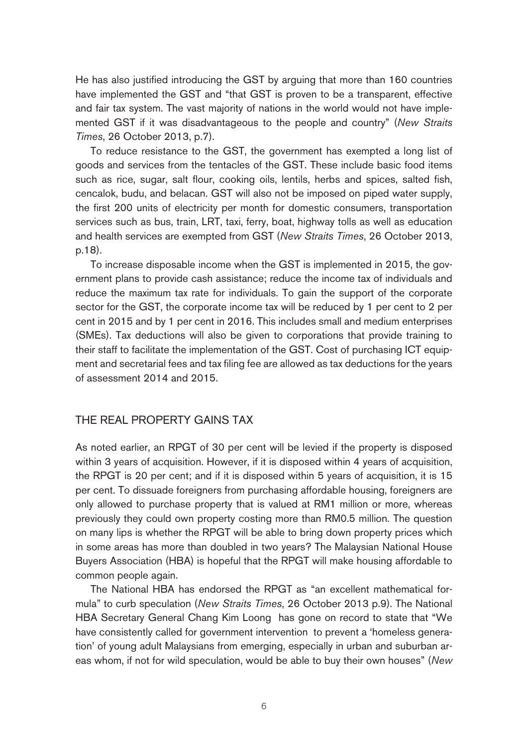He has also justified introducing the GST by arguing that more than 160 countries have implemented the GST and "that GST is proven to be a transparent, effective and fair tax system. The vast majority of nations in the world would not have implemented GST if it was disadvantageous to the people and country" (*New Straits Times*, 26 October 2013, p.7).

To reduce resistance to the GST, the government has exempted a long list of goods and services from the tentacles of the GST. These include basic food items such as rice, sugar, salt flour, cooking oils, lentils, herbs and spices, salted fish, cencalok, budu, and belacan. GST will also not be imposed on piped water supply, the first 200 units of electricity per month for domestic consumers, transportation services such as bus, train, LRT, taxi, ferry, boat, highway tolls as well as education and health services are exempted from GST (*New Straits Times*, 26 October 2013, p.18).

To increase disposable income when the GST is implemented in 2015, the government plans to provide cash assistance; reduce the income tax of individuals and reduce the maximum tax rate for individuals. To gain the support of the corporate sector for the GST, the corporate income tax will be reduced by 1 per cent to 2 per cent in 2015 and by 1 per cent in 2016. This includes small and medium enterprises (SMEs). Tax deductions will also be given to corporations that provide training to their staff to facilitate the implementation of the GST. Cost of purchasing ICT equipment and secretarial fees and tax filing fee are allowed as tax deductions for the years of assessment 2014 and 2015.

## THE REAL PROPERTY GAINS TAX

As noted earlier, an RPGT of 30 per cent will be levied if the property is disposed within 3 years of acquisition. However, if it is disposed within 4 years of acquisition, the RPGT is 20 per cent; and if it is disposed within 5 years of acquisition, it is 15 per cent. To dissuade foreigners from purchasing affordable housing, foreigners are only allowed to purchase property that is valued at RM1 million or more, whereas previously they could own property costing more than RM0.5 million. The question on many lips is whether the RPGT will be able to bring down property prices which in some areas has more than doubled in two years? The Malaysian National House Buyers Association (HBA) is hopeful that the RPGT will make housing affordable to common people again.

The National HBA has endorsed the RPGT as "an excellent mathematical formula" to curb speculation (*New Straits Times*, 26 October 2013 p.9). The National HBA Secretary General Chang Kim Loong has gone on record to state that "We have consistently called for government intervention to prevent a 'homeless generation' of young adult Malaysians from emerging, especially in urban and suburban areas whom, if not for wild speculation, would be able to buy their own houses" (*New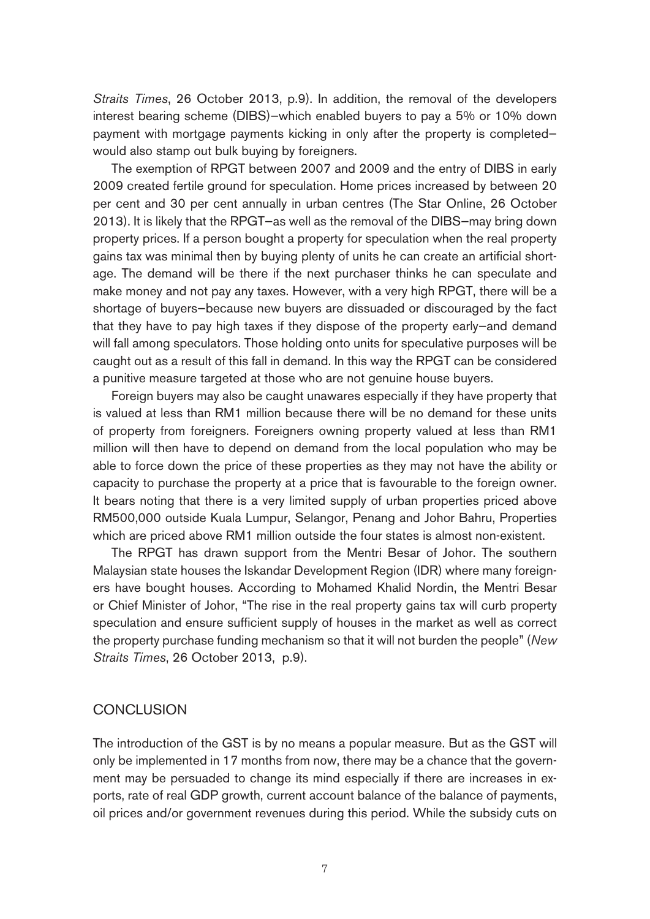*Straits Times*, 26 October 2013, p.9). In addition, the removal of the developers interest bearing scheme (DIBS)—which enabled buyers to pay a 5% or 10% down payment with mortgage payments kicking in only after the property is completed—would also stamp out bulk buying by foreigners.

The exemption of RPGT between 2007 and 2009 and the entry of DIBS in early 2009 created fertile ground for speculation. Home prices increased by between 20 per cent and 30 per cent annually in urban centres (The Star Online, 26 October 2013). It is likely that the RPGT—as well as the removal of the DIBS—may bring down property prices. If a person bought a property for speculation when the real property gains tax was minimal then by buying plenty of units he can create an artificial shortage. The demand will be there if the next purchaser thinks he can speculate and make money and not pay any taxes. However, with a very high RPGT, there will be a shortage of buyers—because new buyers are dissuaded or discouraged by the fact that they have to pay high taxes if they dispose of the property early—and demand will fall among speculators. Those holding onto units for speculative purposes will be caught out as a result of this fall in demand. In this way the RPGT can be considered a punitive measure targeted at those who are not genuine house buyers.

Foreign buyers may also be caught unawares especially if they have property that is valued at less than RM1 million because there will be no demand for these units of property from foreigners. Foreigners owning property valued at less than RM1 million will then have to depend on demand from the local population who may be able to force down the price of these properties as they may not have the ability or capacity to purchase the property at a price that is favourable to the foreign owner. It bears noting that there is a very limited supply of urban properties priced above RM500,000 outside Kuala Lumpur, Selangor, Penang and Johor Bahru, Properties which are priced above RM1 million outside the four states is almost non-existent.

The RPGT has drawn support from the Mentri Besar of Johor. The southern Malaysian state houses the Iskandar Development Region (IDR) where many foreigners have bought houses. According to Mohamed Khalid Nordin, the Mentri Besar or Chief Minister of Johor, "The rise in the real property gains tax will curb property speculation and ensure sufficient supply of houses in the market as well as correct the property purchase funding mechanism so that it will not burden the people" (*New Straits Times*, 26 October 2013, p.9).

## CONCLUSION

The introduction of the GST is by no means a popular measure. But as the GST will only be implemented in 17 months from now, there may be a chance that the government may be persuaded to change its mind especially if there are increases in exports, rate of real GDP growth, current account balance of the balance of payments, oil prices and/or government revenues during this period. While the subsidy cuts on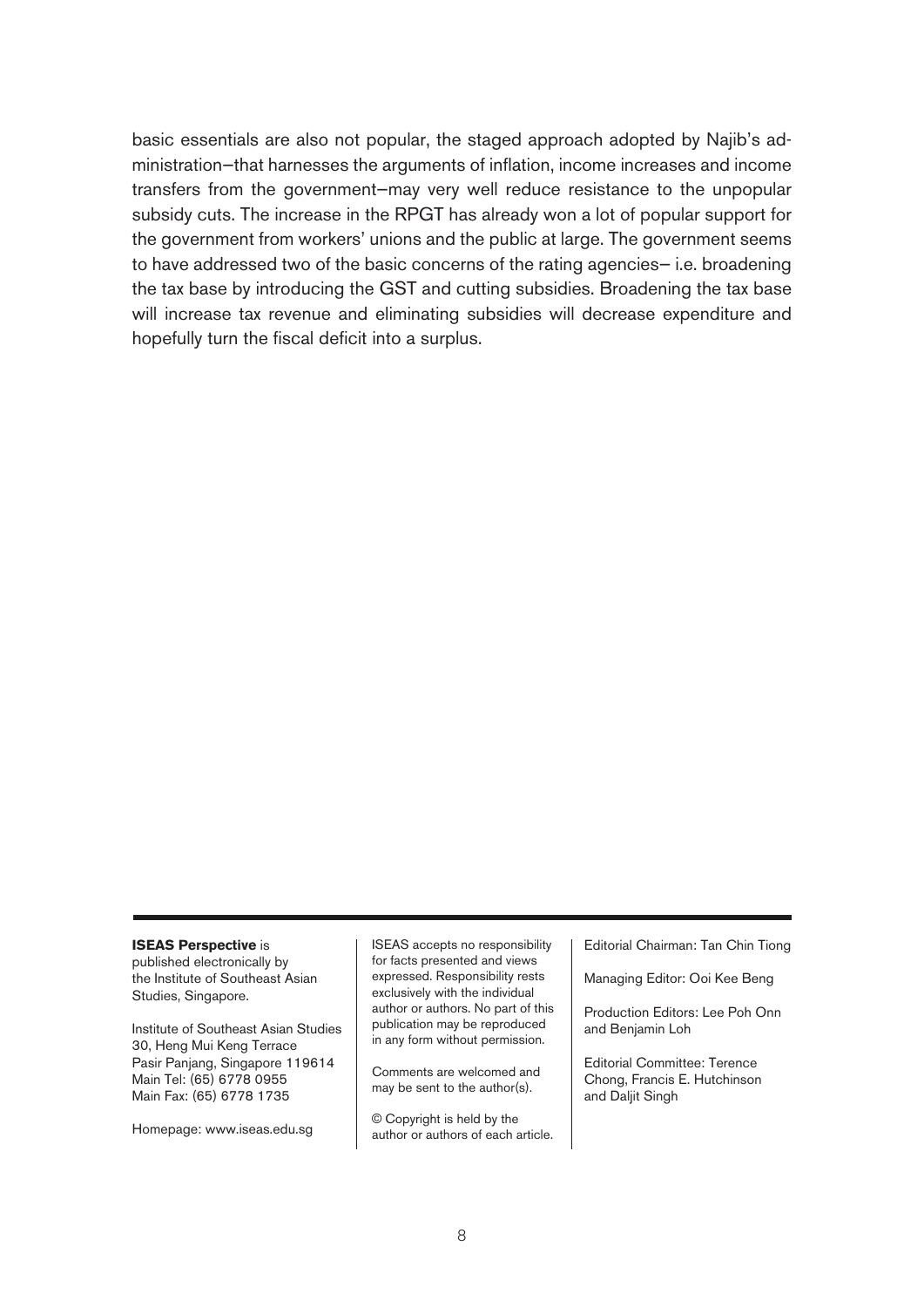basic essentials are also not popular, the staged approach adopted by Najib's administration–that harnesses the arguments of inflation, income increases and income transfers from the government–may very well reduce resistance to the unpopular subsidy cuts. The increase in the RPGT has already won a lot of popular support for the government from workers' unions and the public at large. The government seems to have addressed two of the basic concerns of the rating agencies– i.e. broadening the tax base by introducing the GST and cutting subsidies. Broadening the tax base will increase tax revenue and eliminating subsidies will decrease expenditure and hopefully turn the fiscal deficit into a surplus.

---

**ISEAS Perspective** is published electronically by the Institute of Southeast Asian Studies, Singapore.

Institute of Southeast Asian Studies
30, Heng Mui Keng Terrace
Pasir Panjang, Singapore 119614
Main Tel: (65) 6778 0955
Main Fax: (65) 6778 1735

Homepage: www.iseas.edu.sg

ISEAS accepts no responsibility for facts presented and views expressed. Responsibility rests exclusively with the individual author or authors. No part of this publication may be reproduced in any form without permission.

Comments are welcomed and may be sent to the author(s).

© Copyright is held by the author or authors of each article.

Editorial Chairman: Tan Chin Tiong

Managing Editor: Ooi Kee Beng

Production Editors: Lee Poh Onn and Benjamin Loh

Editorial Committee: Terence Chong, Francis E. Hutchinson and Daljit Singh